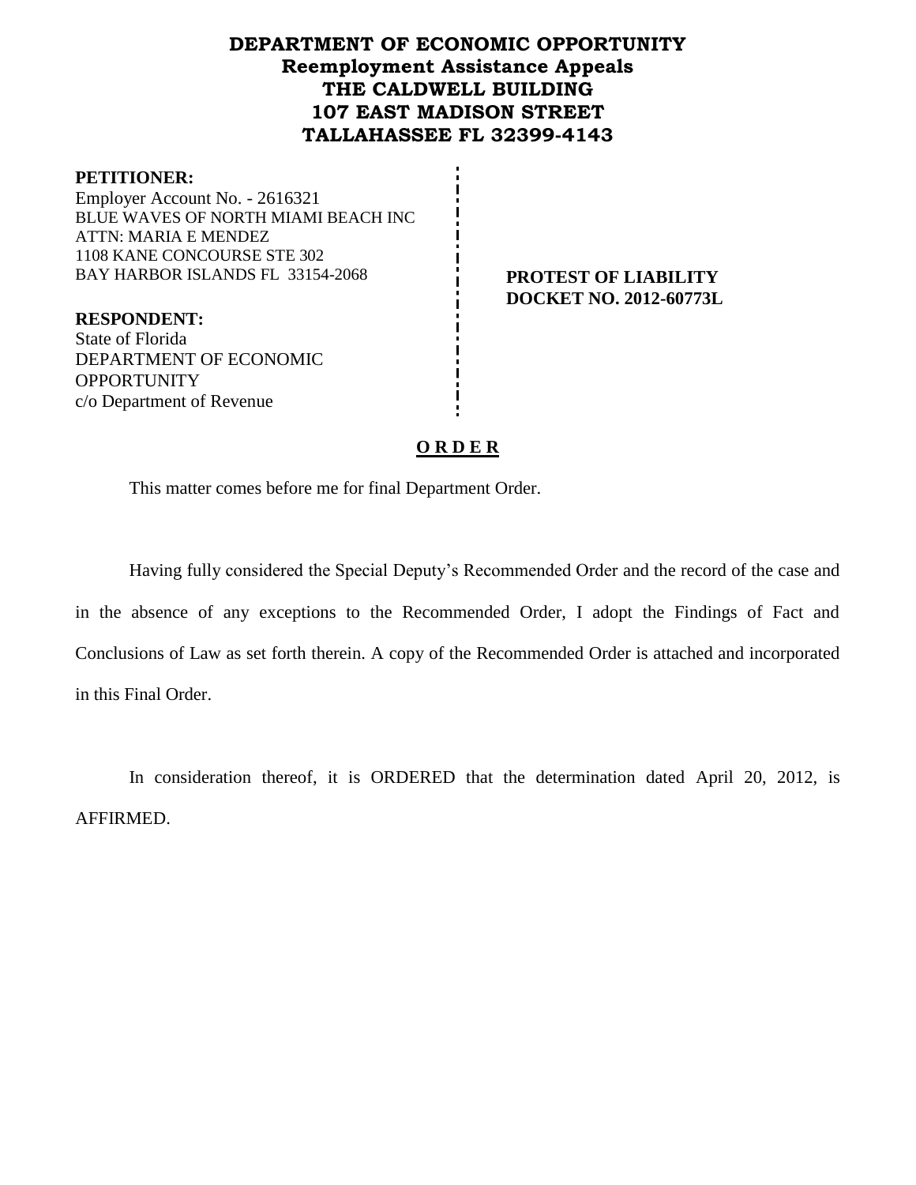# DEPARTMENT OF ECONOMIC OPPORTUNITY
## Reemployment Assistance Appeals
## THE CALDWELL BUILDING
## 107 EAST MADISON STREET
## TALLAHASSEE FL 32399-4143

**PETITIONER:**
Employer Account No. - 2616321
BLUE WAVES OF NORTH MIAMI BEACH INC
ATTN: MARIA E MENDEZ
1108 KANE CONCOURSE STE 302
BAY HARBOR ISLANDS FL 33154-2068

**PROTEST OF LIABILITY**
**DOCKET NO. 2012-60773L**

**RESPONDENT:**
State of Florida
DEPARTMENT OF ECONOMIC OPPORTUNITY
c/o Department of Revenue

## O R D E R

This matter comes before me for final Department Order.

Having fully considered the Special Deputy's Recommended Order and the record of the case and in the absence of any exceptions to the Recommended Order, I adopt the Findings of Fact and Conclusions of Law as set forth therein. A copy of the Recommended Order is attached and incorporated in this Final Order.

In consideration thereof, it is ORDERED that the determination dated April 20, 2012, is AFFIRMED.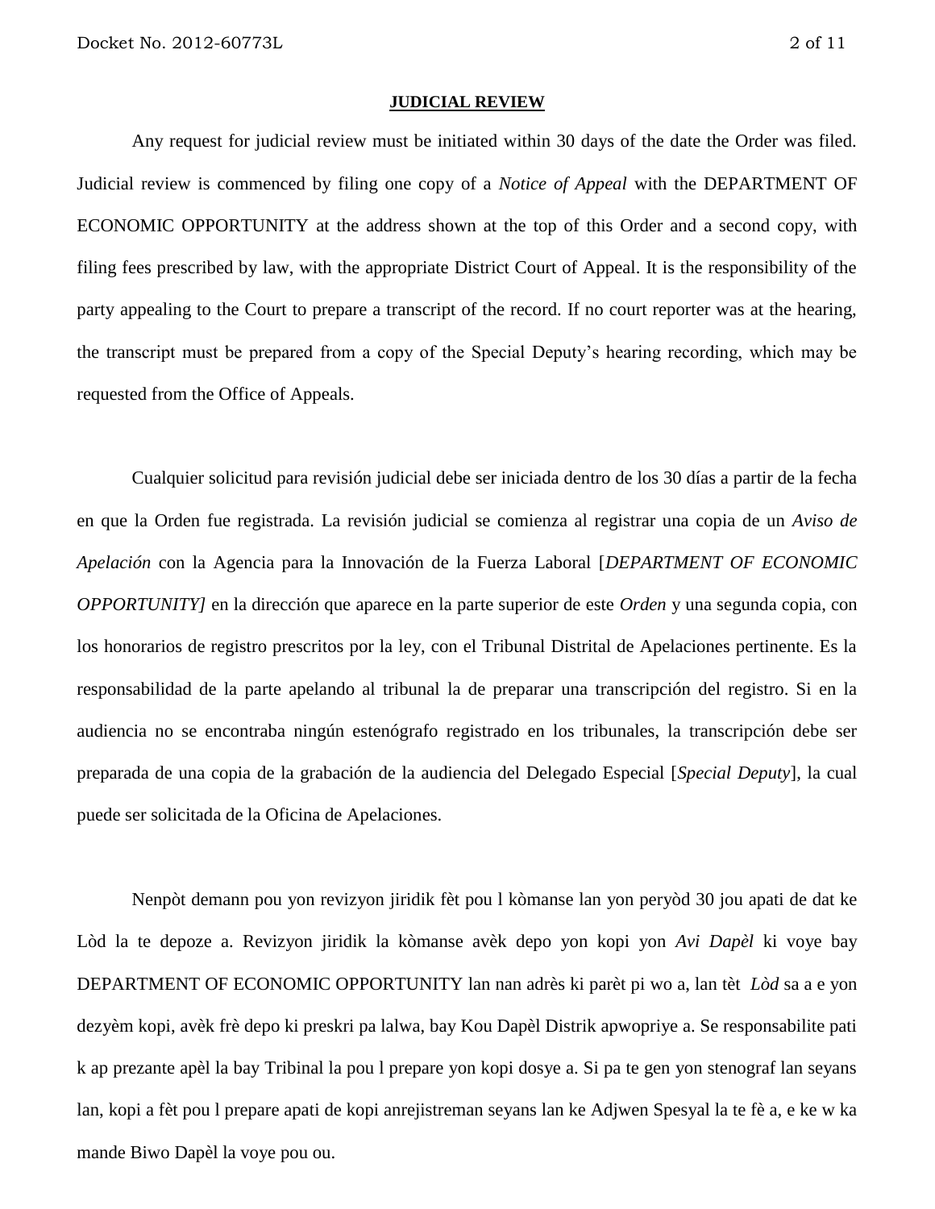**JUDICIAL REVIEW**

Any request for judicial review must be initiated within 30 days of the date the Order was filed. Judicial review is commenced by filing one copy of a *Notice of Appeal* with the DEPARTMENT OF ECONOMIC OPPORTUNITY at the address shown at the top of this Order and a second copy, with filing fees prescribed by law, with the appropriate District Court of Appeal. It is the responsibility of the party appealing to the Court to prepare a transcript of the record. If no court reporter was at the hearing, the transcript must be prepared from a copy of the Special Deputy's hearing recording, which may be requested from the Office of Appeals.

Cualquier solicitud para revisión judicial debe ser iniciada dentro de los 30 días a partir de la fecha en que la Orden fue registrada. La revisión judicial se comienza al registrar una copia de un *Aviso de Apelación* con la Agencia para la Innovación de la Fuerza Laboral [*DEPARTMENT OF ECONOMIC OPPORTUNITY]* en la dirección que aparece en la parte superior de este *Orden* y una segunda copia, con los honorarios de registro prescritos por la ley, con el Tribunal Distrital de Apelaciones pertinente. Es la responsabilidad de la parte apelando al tribunal la de preparar una transcripción del registro. Si en la audiencia no se encontraba ningún estenógrafo registrado en los tribunales, la transcripción debe ser preparada de una copia de la grabación de la audiencia del Delegado Especial [*Special Deputy*], la cual puede ser solicitada de la Oficina de Apelaciones.

Nenpòt demann pou yon revizyon jiridik fèt pou l kòmanse lan yon peryòd 30 jou apati de dat ke Lòd la te depoze a. Revizyon jiridik la kòmanse avèk depo yon kopi yon *Avi Dapèl* ki voye bay DEPARTMENT OF ECONOMIC OPPORTUNITY lan nan adrès ki parèt pi wo a, lan tèt *Lòd* sa a e yon dezyèm kopi, avèk frè depo ki preskri pa lalwa, bay Kou Dapèl Distrik apwopriye a. Se responsabilite pati k ap prezante apèl la bay Tribinal la pou l prepare yon kopi dosye a. Si pa te gen yon stenograf lan seyans lan, kopi a fèt pou l prepare apati de kopi anrejistreman seyans lan ke Adjwen Spesyal la te fè a, e ke w ka mande Biwo Dapèl la voye pou ou.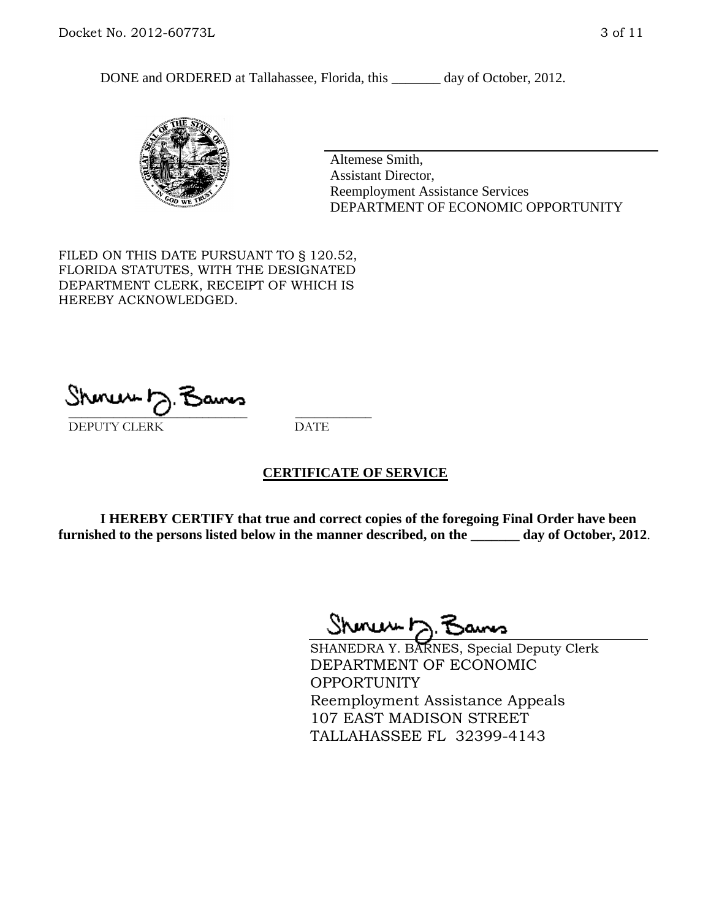DONE and ORDERED at Tallahassee, Florida, this _______ day of October, 2012.

Altemese Smith,
Assistant Director,
Reemployment Assistance Services
DEPARTMENT OF ECONOMIC OPPORTUNITY

FILED ON THIS DATE PURSUANT TO § 120.52, FLORIDA STATUTES, WITH THE DESIGNATED DEPARTMENT CLERK, RECEIPT OF WHICH IS HEREBY ACKNOWLEDGED.

___________________________ ___________
DEPUTY CLERK DATE

## CERTIFICATE OF SERVICE

**I HEREBY CERTIFY that true and correct copies of the foregoing Final Order have been furnished to the persons listed below in the manner described, on the _______ day of October, 2012**.

SHANEDRA Y. BARNES, Special Deputy Clerk
DEPARTMENT OF ECONOMIC OPPORTUNITY
Reemployment Assistance Appeals
107 EAST MADISON STREET
TALLAHASSEE FL 32399-4143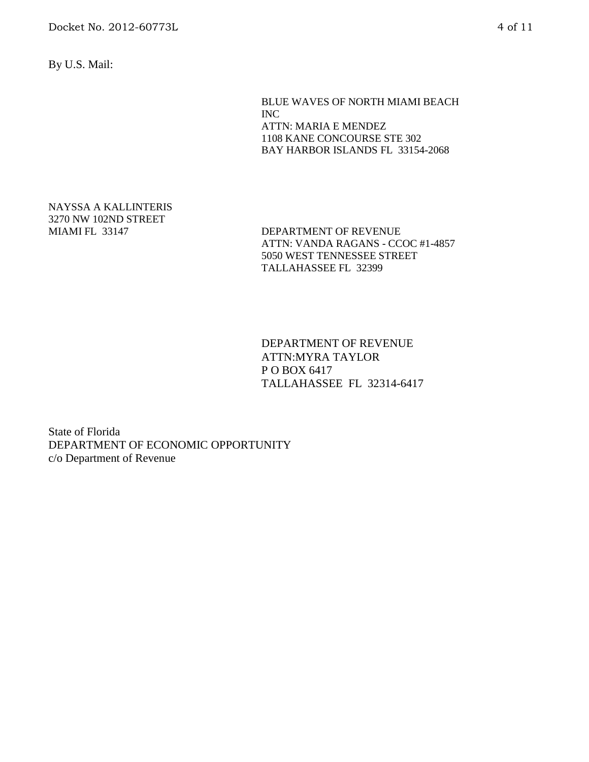By U.S. Mail:

BLUE WAVES OF NORTH MIAMI BEACH
INC
ATTN: MARIA E MENDEZ
1108 KANE CONCOURSE STE 302
BAY HARBOR ISLANDS FL 33154-2068

NAYSSA A KALLINTERIS
3270 NW 102ND STREET
MIAMI FL 33147

DEPARTMENT OF REVENUE
ATTN: VANDA RAGANS - CCOC #1-4857
5050 WEST TENNESSEE STREET
TALLAHASSEE FL 32399

DEPARTMENT OF REVENUE
ATTN:MYRA TAYLOR
P O BOX 6417
TALLAHASSEE FL 32314-6417

State of Florida
DEPARTMENT OF ECONOMIC OPPORTUNITY
c/o Department of Revenue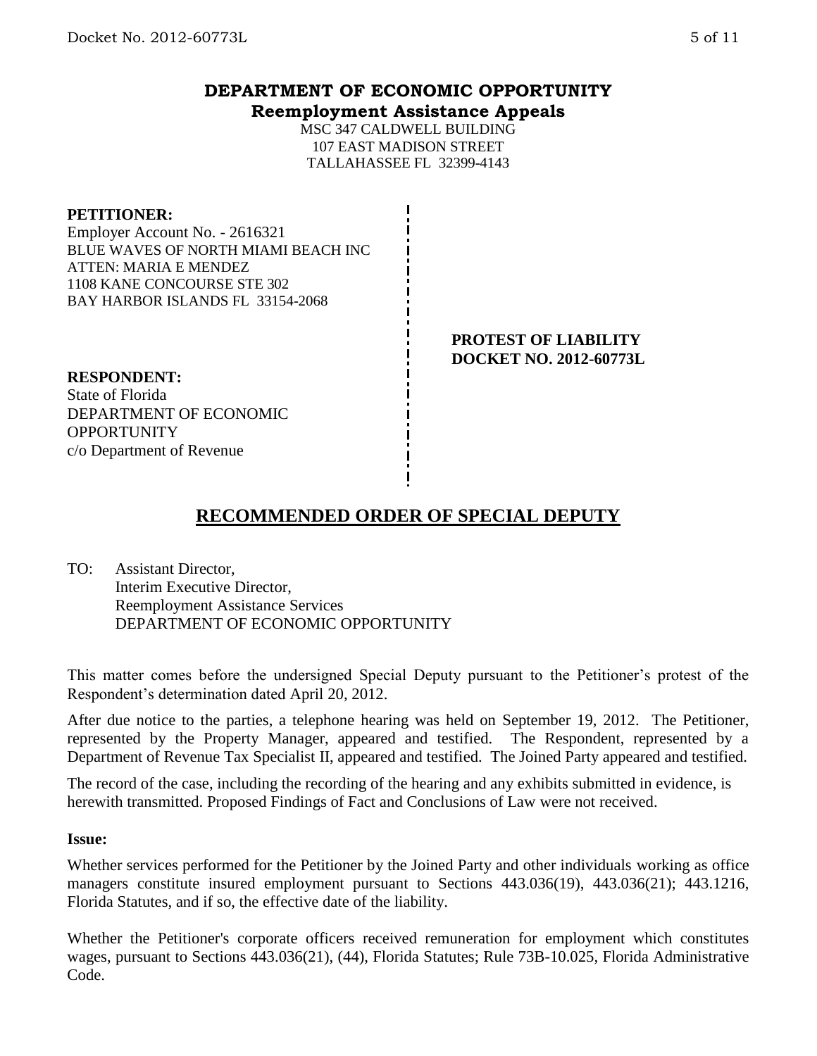## DEPARTMENT OF ECONOMIC OPPORTUNITY
### Reemployment Assistance Appeals

MSC 347 CALDWELL BUILDING
107 EAST MADISON STREET
TALLAHASSEE FL 32399-4143

**PETITIONER:**
Employer Account No. - 2616321
BLUE WAVES OF NORTH MIAMI BEACH INC
ATTEN: MARIA E MENDEZ
1108 KANE CONCOURSE STE 302
BAY HARBOR ISLANDS FL 33154-2068

**PROTEST OF LIABILITY**
**DOCKET NO. 2012-60773L**

**RESPONDENT:**
State of Florida
DEPARTMENT OF ECONOMIC OPPORTUNITY
c/o Department of Revenue

## RECOMMENDED ORDER OF SPECIAL DEPUTY

TO: Assistant Director,
Interim Executive Director,
Reemployment Assistance Services
DEPARTMENT OF ECONOMIC OPPORTUNITY

This matter comes before the undersigned Special Deputy pursuant to the Petitioner's protest of the Respondent's determination dated April 20, 2012.

After due notice to the parties, a telephone hearing was held on September 19, 2012. The Petitioner, represented by the Property Manager, appeared and testified. The Respondent, represented by a Department of Revenue Tax Specialist II, appeared and testified. The Joined Party appeared and testified.

The record of the case, including the recording of the hearing and any exhibits submitted in evidence, is herewith transmitted. Proposed Findings of Fact and Conclusions of Law were not received.

**Issue:**

Whether services performed for the Petitioner by the Joined Party and other individuals working as office managers constitute insured employment pursuant to Sections 443.036(19), 443.036(21); 443.1216, Florida Statutes, and if so, the effective date of the liability.

Whether the Petitioner's corporate officers received remuneration for employment which constitutes wages, pursuant to Sections 443.036(21), (44), Florida Statutes; Rule 73B-10.025, Florida Administrative Code.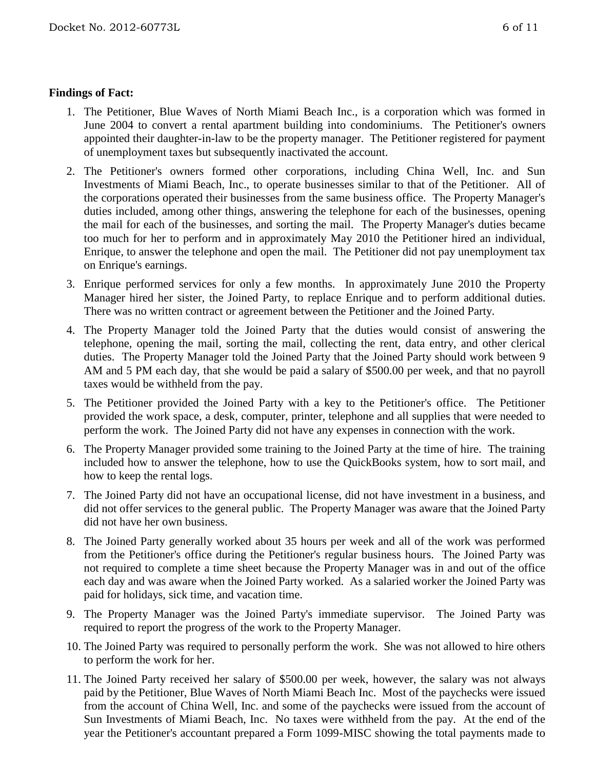**Findings of Fact:**

1. The Petitioner, Blue Waves of North Miami Beach Inc., is a corporation which was formed in June 2004 to convert a rental apartment building into condominiums. The Petitioner's owners appointed their daughter-in-law to be the property manager. The Petitioner registered for payment of unemployment taxes but subsequently inactivated the account.
2. The Petitioner's owners formed other corporations, including China Well, Inc. and Sun Investments of Miami Beach, Inc., to operate businesses similar to that of the Petitioner. All of the corporations operated their businesses from the same business office. The Property Manager's duties included, among other things, answering the telephone for each of the businesses, opening the mail for each of the businesses, and sorting the mail. The Property Manager's duties became too much for her to perform and in approximately May 2010 the Petitioner hired an individual, Enrique, to answer the telephone and open the mail. The Petitioner did not pay unemployment tax on Enrique's earnings.
3. Enrique performed services for only a few months. In approximately June 2010 the Property Manager hired her sister, the Joined Party, to replace Enrique and to perform additional duties. There was no written contract or agreement between the Petitioner and the Joined Party.
4. The Property Manager told the Joined Party that the duties would consist of answering the telephone, opening the mail, sorting the mail, collecting the rent, data entry, and other clerical duties. The Property Manager told the Joined Party that the Joined Party should work between 9 AM and 5 PM each day, that she would be paid a salary of $500.00 per week, and that no payroll taxes would be withheld from the pay.
5. The Petitioner provided the Joined Party with a key to the Petitioner's office. The Petitioner provided the work space, a desk, computer, printer, telephone and all supplies that were needed to perform the work. The Joined Party did not have any expenses in connection with the work.
6. The Property Manager provided some training to the Joined Party at the time of hire. The training included how to answer the telephone, how to use the QuickBooks system, how to sort mail, and how to keep the rental logs.
7. The Joined Party did not have an occupational license, did not have investment in a business, and did not offer services to the general public. The Property Manager was aware that the Joined Party did not have her own business.
8. The Joined Party generally worked about 35 hours per week and all of the work was performed from the Petitioner's office during the Petitioner's regular business hours. The Joined Party was not required to complete a time sheet because the Property Manager was in and out of the office each day and was aware when the Joined Party worked. As a salaried worker the Joined Party was paid for holidays, sick time, and vacation time.
9. The Property Manager was the Joined Party's immediate supervisor. The Joined Party was required to report the progress of the work to the Property Manager.
10. The Joined Party was required to personally perform the work. She was not allowed to hire others to perform the work for her.
11. The Joined Party received her salary of $500.00 per week, however, the salary was not always paid by the Petitioner, Blue Waves of North Miami Beach Inc. Most of the paychecks were issued from the account of China Well, Inc. and some of the paychecks were issued from the account of Sun Investments of Miami Beach, Inc. No taxes were withheld from the pay. At the end of the year the Petitioner's accountant prepared a Form 1099-MISC showing the total payments made to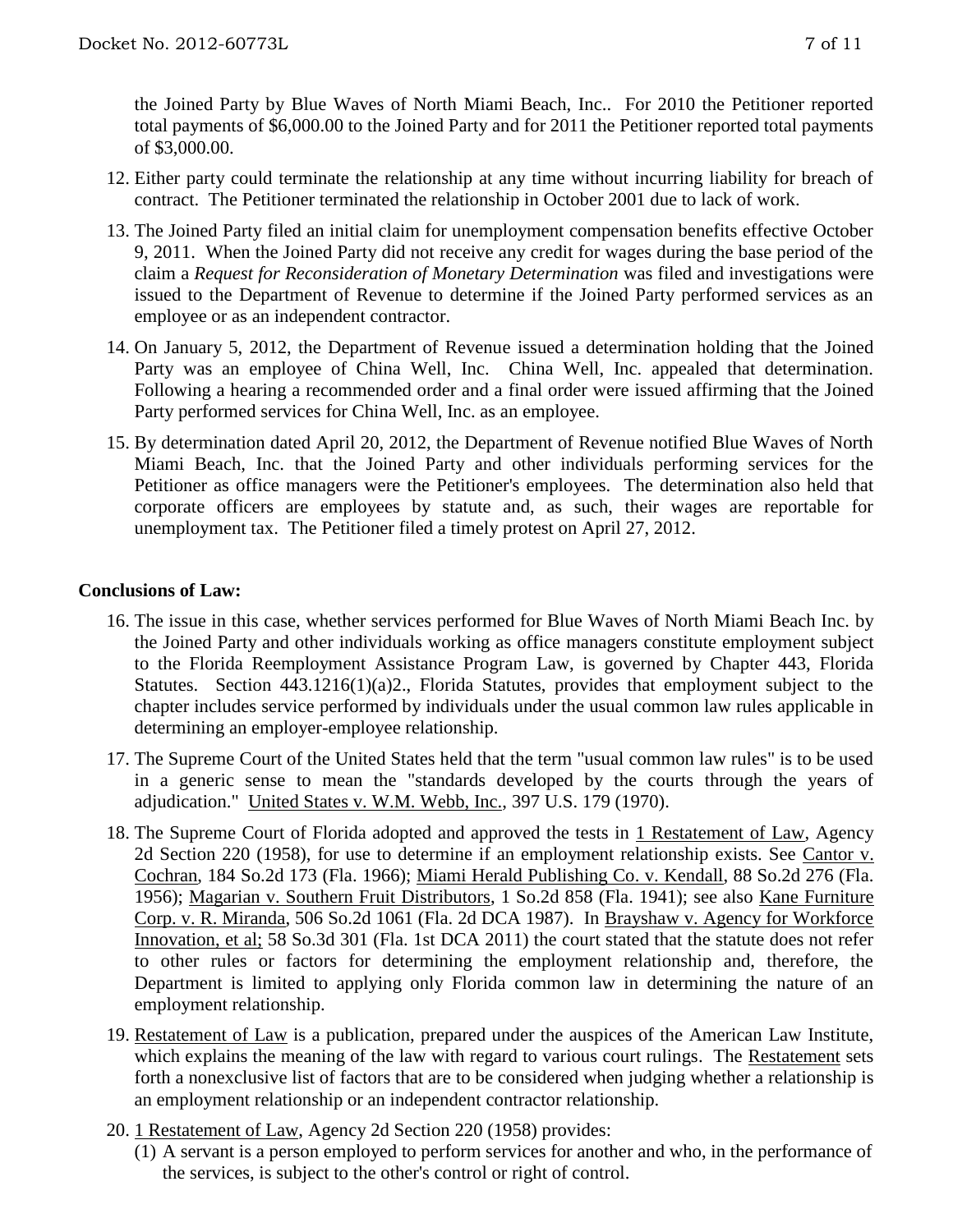the Joined Party by Blue Waves of North Miami Beach, Inc.. For 2010 the Petitioner reported total payments of $6,000.00 to the Joined Party and for 2011 the Petitioner reported total payments of $3,000.00.

12. Either party could terminate the relationship at any time without incurring liability for breach of contract. The Petitioner terminated the relationship in October 2001 due to lack of work.
13. The Joined Party filed an initial claim for unemployment compensation benefits effective October 9, 2011. When the Joined Party did not receive any credit for wages during the base period of the claim a *Request for Reconsideration of Monetary Determination* was filed and investigations were issued to the Department of Revenue to determine if the Joined Party performed services as an employee or as an independent contractor.
14. On January 5, 2012, the Department of Revenue issued a determination holding that the Joined Party was an employee of China Well, Inc. China Well, Inc. appealed that determination. Following a hearing a recommended order and a final order were issued affirming that the Joined Party performed services for China Well, Inc. as an employee.
15. By determination dated April 20, 2012, the Department of Revenue notified Blue Waves of North Miami Beach, Inc. that the Joined Party and other individuals performing services for the Petitioner as office managers were the Petitioner's employees. The determination also held that corporate officers are employees by statute and, as such, their wages are reportable for unemployment tax. The Petitioner filed a timely protest on April 27, 2012.

## Conclusions of Law:

16. The issue in this case, whether services performed for Blue Waves of North Miami Beach Inc. by the Joined Party and other individuals working as office managers constitute employment subject to the Florida Reemployment Assistance Program Law, is governed by Chapter 443, Florida Statutes. Section 443.1216(1)(a)2., Florida Statutes, provides that employment subject to the chapter includes service performed by individuals under the usual common law rules applicable in determining an employer-employee relationship.
17. The Supreme Court of the United States held that the term "usual common law rules" is to be used in a generic sense to mean the "standards developed by the courts through the years of adjudication." United States v. W.M. Webb, Inc., 397 U.S. 179 (1970).
18. The Supreme Court of Florida adopted and approved the tests in 1 Restatement of Law, Agency 2d Section 220 (1958), for use to determine if an employment relationship exists. See Cantor v. Cochran, 184 So.2d 173 (Fla. 1966); Miami Herald Publishing Co. v. Kendall, 88 So.2d 276 (Fla. 1956); Magarian v. Southern Fruit Distributors, 1 So.2d 858 (Fla. 1941); see also Kane Furniture Corp. v. R. Miranda, 506 So.2d 1061 (Fla. 2d DCA 1987). In Brayshaw v. Agency for Workforce Innovation, et al; 58 So.3d 301 (Fla. 1st DCA 2011) the court stated that the statute does not refer to other rules or factors for determining the employment relationship and, therefore, the Department is limited to applying only Florida common law in determining the nature of an employment relationship.
19. Restatement of Law is a publication, prepared under the auspices of the American Law Institute, which explains the meaning of the law with regard to various court rulings. The Restatement sets forth a nonexclusive list of factors that are to be considered when judging whether a relationship is an employment relationship or an independent contractor relationship.
20. 1 Restatement of Law, Agency 2d Section 220 (1958) provides:
    (1) A servant is a person employed to perform services for another and who, in the performance of the services, is subject to the other's control or right of control.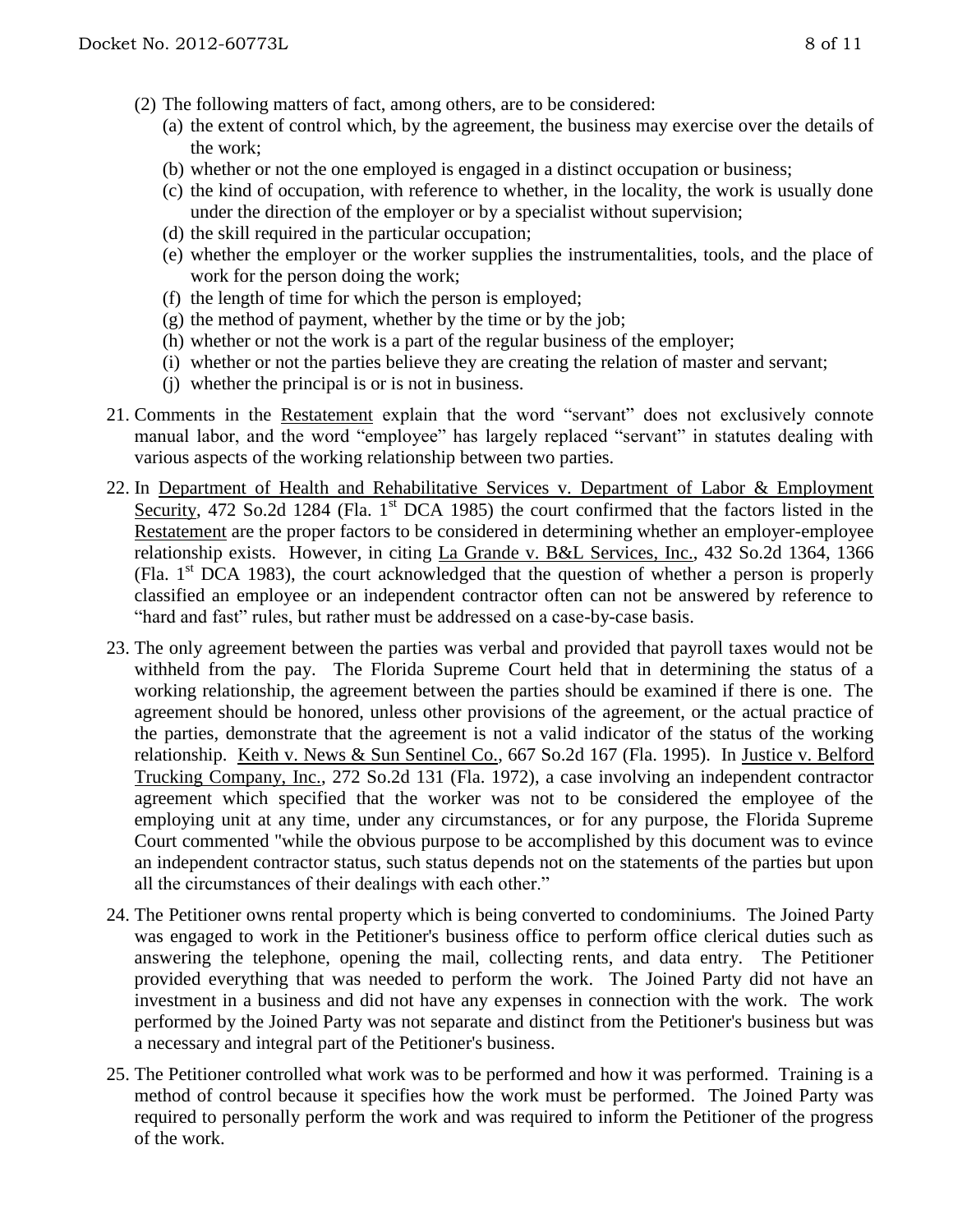(2) The following matters of fact, among others, are to be considered:

   (a) the extent of control which, by the agreement, the business may exercise over the details of the work;

   (b) whether or not the one employed is engaged in a distinct occupation or business;

   (c) the kind of occupation, with reference to whether, in the locality, the work is usually done under the direction of the employer or by a specialist without supervision;

   (d) the skill required in the particular occupation;

   (e) whether the employer or the worker supplies the instrumentalities, tools, and the place of work for the person doing the work;

   (f) the length of time for which the person is employed;

   (g) the method of payment, whether by the time or by the job;

   (h) whether or not the work is a part of the regular business of the employer;

   (i) whether or not the parties believe they are creating the relation of master and servant;

   (j) whether the principal is or is not in business.

21. Comments in the Restatement explain that the word "servant" does not exclusively connote manual labor, and the word "employee" has largely replaced "servant" in statutes dealing with various aspects of the working relationship between two parties.

22. In Department of Health and Rehabilitative Services v. Department of Labor & Employment Security, 472 So.2d 1284 (Fla. 1st DCA 1985) the court confirmed that the factors listed in the Restatement are the proper factors to be considered in determining whether an employer-employee relationship exists. However, in citing La Grande v. B&L Services, Inc., 432 So.2d 1364, 1366 (Fla. 1st DCA 1983), the court acknowledged that the question of whether a person is properly classified an employee or an independent contractor often can not be answered by reference to "hard and fast" rules, but rather must be addressed on a case-by-case basis.

23. The only agreement between the parties was verbal and provided that payroll taxes would not be withheld from the pay. The Florida Supreme Court held that in determining the status of a working relationship, the agreement between the parties should be examined if there is one. The agreement should be honored, unless other provisions of the agreement, or the actual practice of the parties, demonstrate that the agreement is not a valid indicator of the status of the working relationship. Keith v. News & Sun Sentinel Co., 667 So.2d 167 (Fla. 1995). In Justice v. Belford Trucking Company, Inc., 272 So.2d 131 (Fla. 1972), a case involving an independent contractor agreement which specified that the worker was not to be considered the employee of the employing unit at any time, under any circumstances, or for any purpose, the Florida Supreme Court commented "while the obvious purpose to be accomplished by this document was to evince an independent contractor status, such status depends not on the statements of the parties but upon all the circumstances of their dealings with each other."

24. The Petitioner owns rental property which is being converted to condominiums. The Joined Party was engaged to work in the Petitioner's business office to perform office clerical duties such as answering the telephone, opening the mail, collecting rents, and data entry. The Petitioner provided everything that was needed to perform the work. The Joined Party did not have an investment in a business and did not have any expenses in connection with the work. The work performed by the Joined Party was not separate and distinct from the Petitioner's business but was a necessary and integral part of the Petitioner's business.

25. The Petitioner controlled what work was to be performed and how it was performed. Training is a method of control because it specifies how the work must be performed. The Joined Party was required to personally perform the work and was required to inform the Petitioner of the progress of the work.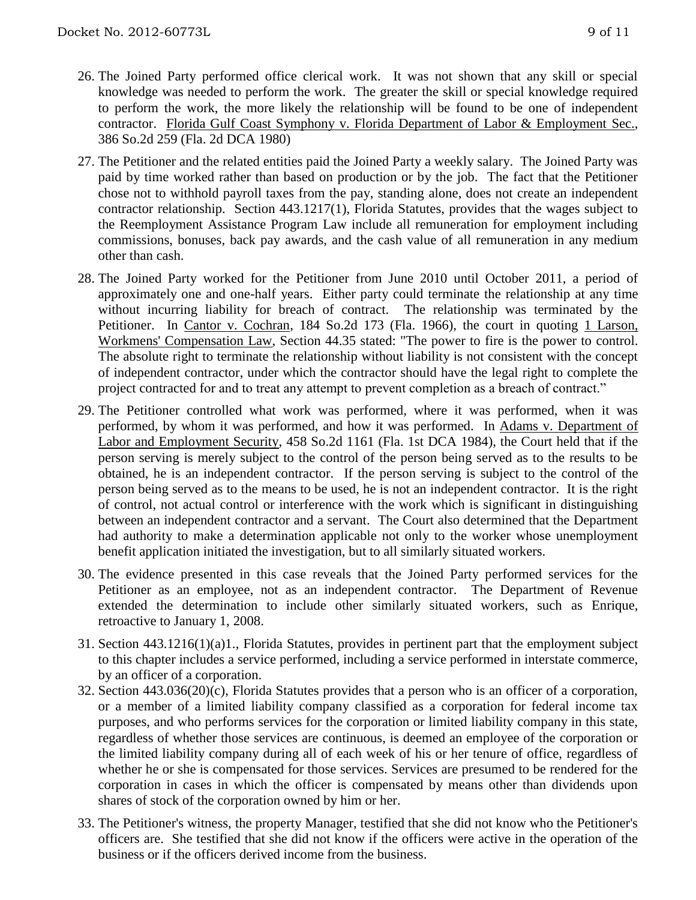26. The Joined Party performed office clerical work. It was not shown that any skill or special knowledge was needed to perform the work. The greater the skill or special knowledge required to perform the work, the more likely the relationship will be found to be one of independent contractor. Florida Gulf Coast Symphony v. Florida Department of Labor & Employment Sec., 386 So.2d 259 (Fla. 2d DCA 1980)

27. The Petitioner and the related entities paid the Joined Party a weekly salary. The Joined Party was paid by time worked rather than based on production or by the job. The fact that the Petitioner chose not to withhold payroll taxes from the pay, standing alone, does not create an independent contractor relationship. Section 443.1217(1), Florida Statutes, provides that the wages subject to the Reemployment Assistance Program Law include all remuneration for employment including commissions, bonuses, back pay awards, and the cash value of all remuneration in any medium other than cash.

28. The Joined Party worked for the Petitioner from June 2010 until October 2011, a period of approximately one and one-half years. Either party could terminate the relationship at any time without incurring liability for breach of contract. The relationship was terminated by the Petitioner. In Cantor v. Cochran, 184 So.2d 173 (Fla. 1966), the court in quoting 1 Larson, Workmens' Compensation Law, Section 44.35 stated: "The power to fire is the power to control. The absolute right to terminate the relationship without liability is not consistent with the concept of independent contractor, under which the contractor should have the legal right to complete the project contracted for and to treat any attempt to prevent completion as a breach of contract."

29. The Petitioner controlled what work was performed, where it was performed, when it was performed, by whom it was performed, and how it was performed. In Adams v. Department of Labor and Employment Security, 458 So.2d 1161 (Fla. 1st DCA 1984), the Court held that if the person serving is merely subject to the control of the person being served as to the results to be obtained, he is an independent contractor. If the person serving is subject to the control of the person being served as to the means to be used, he is not an independent contractor. It is the right of control, not actual control or interference with the work which is significant in distinguishing between an independent contractor and a servant. The Court also determined that the Department had authority to make a determination applicable not only to the worker whose unemployment benefit application initiated the investigation, but to all similarly situated workers.

30. The evidence presented in this case reveals that the Joined Party performed services for the Petitioner as an employee, not as an independent contractor. The Department of Revenue extended the determination to include other similarly situated workers, such as Enrique, retroactive to January 1, 2008.

31. Section 443.1216(1)(a)1., Florida Statutes, provides in pertinent part that the employment subject to this chapter includes a service performed, including a service performed in interstate commerce, by an officer of a corporation.

32. Section 443.036(20)(c), Florida Statutes provides that a person who is an officer of a corporation, or a member of a limited liability company classified as a corporation for federal income tax purposes, and who performs services for the corporation or limited liability company in this state, regardless of whether those services are continuous, is deemed an employee of the corporation or the limited liability company during all of each week of his or her tenure of office, regardless of whether he or she is compensated for those services. Services are presumed to be rendered for the corporation in cases in which the officer is compensated by means other than dividends upon shares of stock of the corporation owned by him or her.

33. The Petitioner's witness, the property Manager, testified that she did not know who the Petitioner's officers are. She testified that she did not know if the officers were active in the operation of the business or if the officers derived income from the business.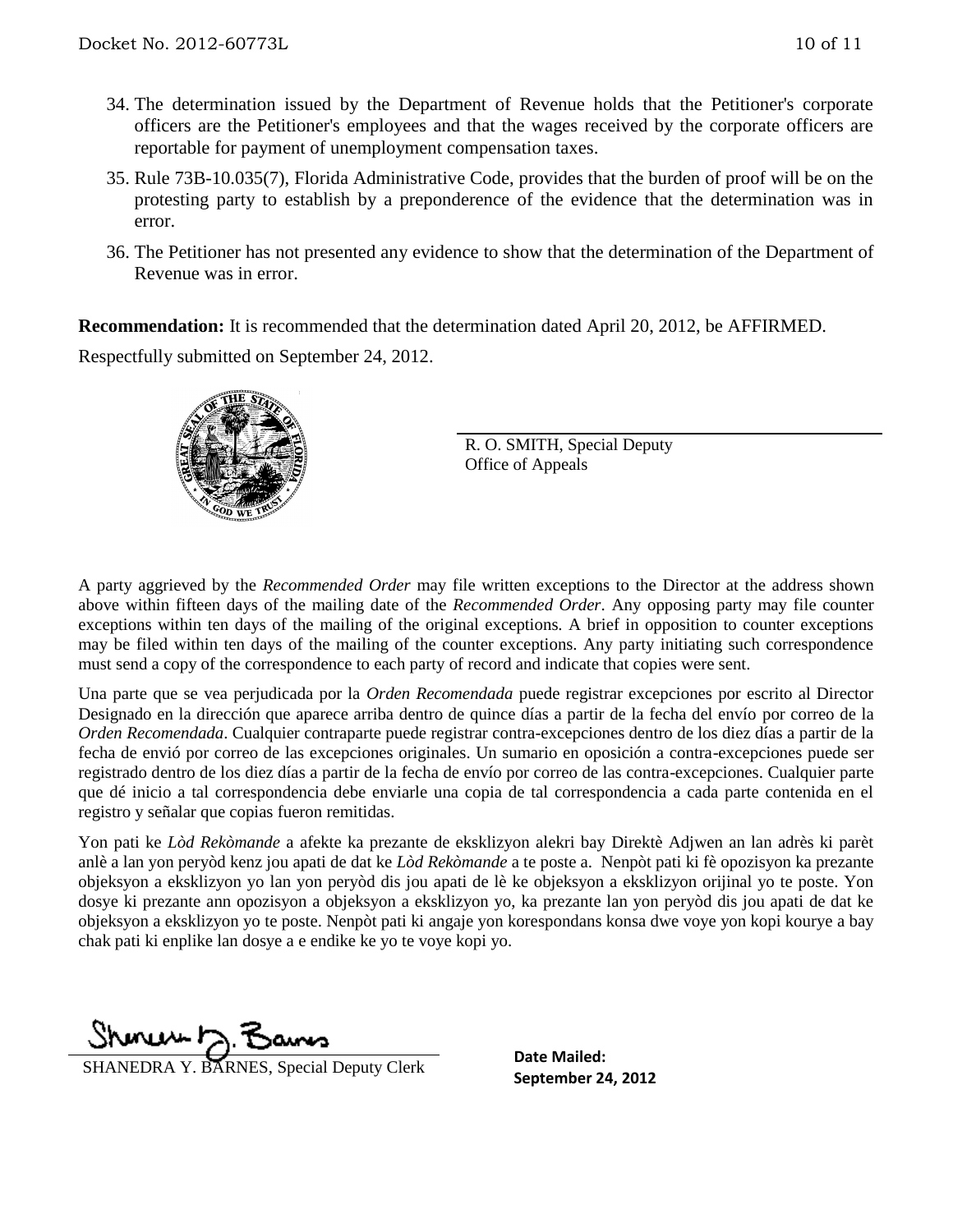34. The determination issued by the Department of Revenue holds that the Petitioner's corporate officers are the Petitioner's employees and that the wages received by the corporate officers are reportable for payment of unemployment compensation taxes.
35. Rule 73B-10.035(7), Florida Administrative Code, provides that the burden of proof will be on the protesting party to establish by a preponderence of the evidence that the determination was in error.
36. The Petitioner has not presented any evidence to show that the determination of the Department of Revenue was in error.

**Recommendation:** It is recommended that the determination dated April 20, 2012, be AFFIRMED.

Respectfully submitted on September 24, 2012.

R. O. SMITH, Special Deputy
Office of Appeals

A party aggrieved by the *Recommended Order* may file written exceptions to the Director at the address shown above within fifteen days of the mailing date of the *Recommended Order*. Any opposing party may file counter exceptions within ten days of the mailing of the original exceptions. A brief in opposition to counter exceptions may be filed within ten days of the mailing of the counter exceptions. Any party initiating such correspondence must send a copy of the correspondence to each party of record and indicate that copies were sent.

Una parte que se vea perjudicada por la *Orden Recomendada* puede registrar excepciones por escrito al Director Designado en la dirección que aparece arriba dentro de quince días a partir de la fecha del envío por correo de la *Orden Recomendada*. Cualquier contraparte puede registrar contra-excepciones dentro de los diez días a partir de la fecha de envió por correo de las excepciones originales. Un sumario en oposición a contra-excepciones puede ser registrado dentro de los diez días a partir de la fecha de envío por correo de las contra-excepciones. Cualquier parte que dé inicio a tal correspondencia debe enviarle una copia de tal correspondencia a cada parte contenida en el registro y señalar que copias fueron remitidas.

Yon pati ke *Lòd Rekòmande* a afekte ka prezante de eksklizyon alekri bay Direktè Adjwen an lan adrès ki parèt anlè a lan yon peryòd kenz jou apati de dat ke *Lòd Rekòmande* a te poste a. Nenpòt pati ki fè opozisyon ka prezante objeksyon a eksklizyon yo lan yon peryòd dis jou apati de lè ke objeksyon a eksklizyon orijinal yo te poste. Yon dosye ki prezante ann opozisyon a objeksyon a eksklizyon yo, ka prezante lan yon peryòd dis jou apati de dat ke objeksyon a eksklizyon yo te poste. Nenpòt pati ki angaje yon korespondans konsa dwe voye yon kopi kourye a bay chak pati ki enplike lan dosye a e endike ke yo te voye kopi yo.

SHANEDRA Y. BARNES, Special Deputy Clerk

**Date Mailed:**
**September 24, 2012**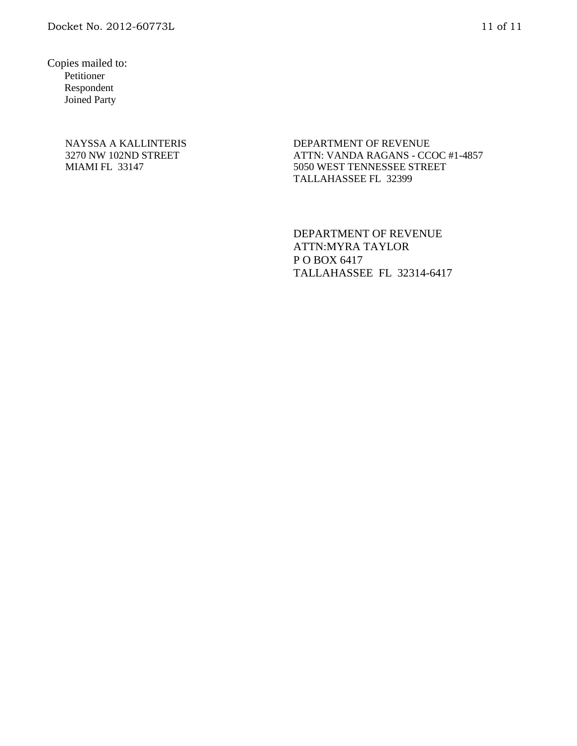Copies mailed to:

Petitioner
Respondent
Joined Party

NAYSSA A KALLINTERIS
3270 NW 102ND STREET
MIAMI FL 33147

DEPARTMENT OF REVENUE
ATTN: VANDA RAGANS - CCOC #1-4857
5050 WEST TENNESSEE STREET
TALLAHASSEE FL 32399

DEPARTMENT OF REVENUE
ATTN:MYRA TAYLOR
P O BOX 6417
TALLAHASSEE FL 32314-6417